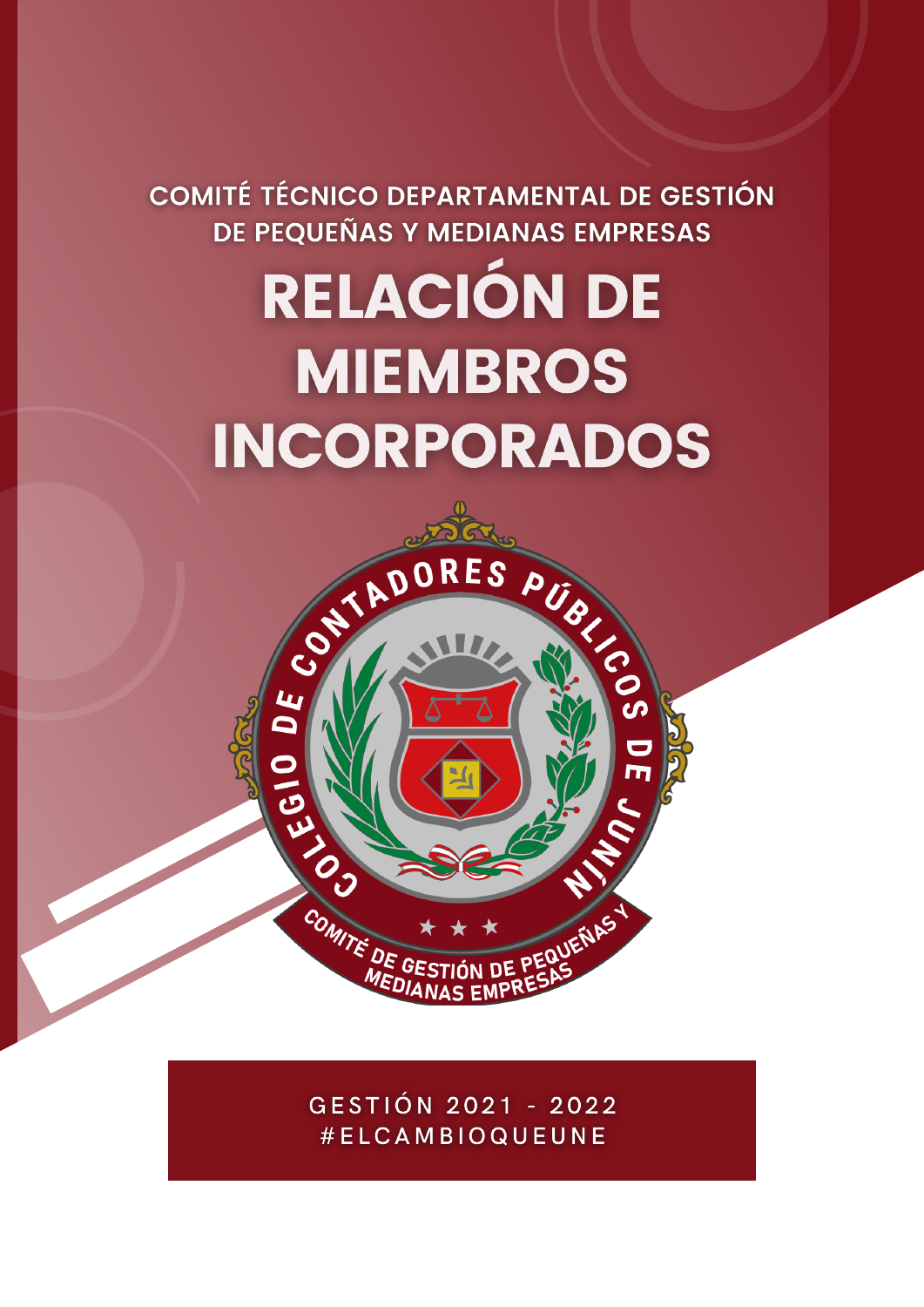COMITÉ TÉCNICO DEPARTAMENTAL DE GESTIÓN DE PEQUEÑAS Y MEDIANAS EMPRESAS

# RELACIÓN DE MIEMBROS INCORPORADOS

COLEGIO DE CONTADORES PÚBLICOS DE JUNÍN

COMITÉ DE GESTIÓN DE PEQUEÑAS Y MEDIANAS EMPRESAS

GESTIÓN 2021 - 2022

#ELCAMBIOQUEUNE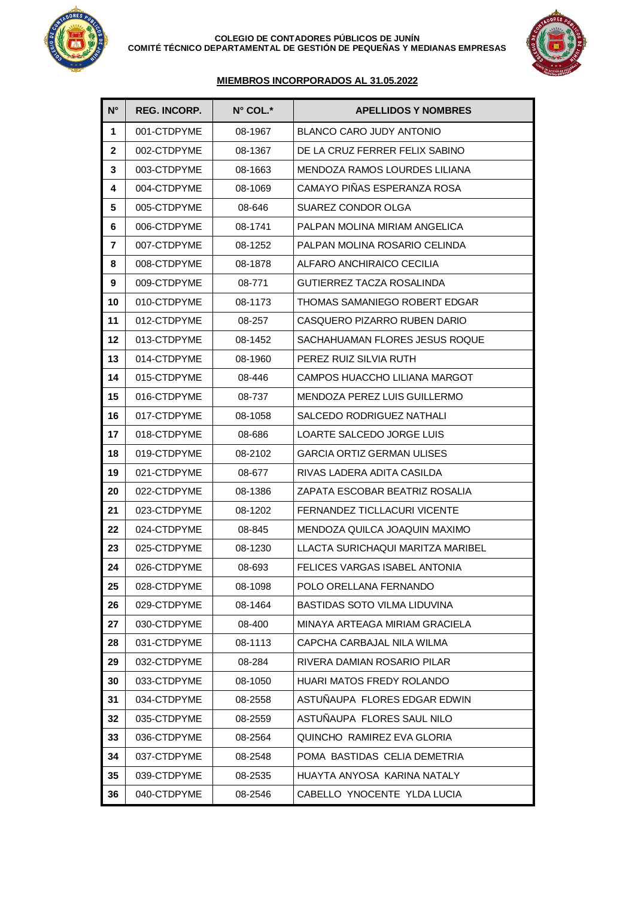COLEGIO DE CONTADORES PÚBLICOS DE JUNÍN
COMITÉ TÉCNICO DEPARTAMENTAL DE GESTIÓN DE PEQUEÑAS Y MEDIANAS EMPRESAS

**MIEMBROS INCORPORADOS AL 31.05.2022**

| N° | REG. INCORP. | N° COL.* | APELLIDOS Y NOMBRES |
|---|---|---|---|
| 1 | 001-CTDPYME | 08-1967 | BLANCO CARO JUDY ANTONIO |
| 2 | 002-CTDPYME | 08-1367 | DE LA CRUZ FERRER FELIX SABINO |
| 3 | 003-CTDPYME | 08-1663 | MENDOZA RAMOS LOURDES LILIANA |
| 4 | 004-CTDPYME | 08-1069 | CAMAYO PIÑAS ESPERANZA ROSA |
| 5 | 005-CTDPYME | 08-646 | SUAREZ CONDOR OLGA |
| 6 | 006-CTDPYME | 08-1741 | PALPAN MOLINA MIRIAM ANGELICA |
| 7 | 007-CTDPYME | 08-1252 | PALPAN MOLINA ROSARIO CELINDA |
| 8 | 008-CTDPYME | 08-1878 | ALFARO ANCHIRAICO CECILIA |
| 9 | 009-CTDPYME | 08-771 | GUTIERREZ TACZA ROSALINDA |
| 10 | 010-CTDPYME | 08-1173 | THOMAS SAMANIEGO ROBERT EDGAR |
| 11 | 012-CTDPYME | 08-257 | CASQUERO PIZARRO RUBEN DARIO |
| 12 | 013-CTDPYME | 08-1452 | SACHAHUAMAN FLORES JESUS ROQUE |
| 13 | 014-CTDPYME | 08-1960 | PEREZ RUIZ SILVIA RUTH |
| 14 | 015-CTDPYME | 08-446 | CAMPOS HUACCHO LILIANA MARGOT |
| 15 | 016-CTDPYME | 08-737 | MENDOZA PEREZ LUIS GUILLERMO |
| 16 | 017-CTDPYME | 08-1058 | SALCEDO RODRIGUEZ NATHALI |
| 17 | 018-CTDPYME | 08-686 | LOARTE SALCEDO JORGE LUIS |
| 18 | 019-CTDPYME | 08-2102 | GARCIA ORTIZ GERMAN ULISES |
| 19 | 021-CTDPYME | 08-677 | RIVAS LADERA ADITA CASILDA |
| 20 | 022-CTDPYME | 08-1386 | ZAPATA ESCOBAR BEATRIZ ROSALIA |
| 21 | 023-CTDPYME | 08-1202 | FERNANDEZ TICLLACURI VICENTE |
| 22 | 024-CTDPYME | 08-845 | MENDOZA QUILCA JOAQUIN MAXIMO |
| 23 | 025-CTDPYME | 08-1230 | LLACTA SURICHAQUI MARITZA MARIBEL |
| 24 | 026-CTDPYME | 08-693 | FELICES VARGAS ISABEL ANTONIA |
| 25 | 028-CTDPYME | 08-1098 | POLO ORELLANA FERNANDO |
| 26 | 029-CTDPYME | 08-1464 | BASTIDAS SOTO VILMA LIDUVINA |
| 27 | 030-CTDPYME | 08-400 | MINAYA ARTEAGA MIRIAM GRACIELA |
| 28 | 031-CTDPYME | 08-1113 | CAPCHA CARBAJAL NILA WILMA |
| 29 | 032-CTDPYME | 08-284 | RIVERA DAMIAN ROSARIO PILAR |
| 30 | 033-CTDPYME | 08-1050 | HUARI MATOS FREDY ROLANDO |
| 31 | 034-CTDPYME | 08-2558 | ASTUÑAUPA FLORES EDGAR EDWIN |
| 32 | 035-CTDPYME | 08-2559 | ASTUÑAUPA FLORES SAUL NILO |
| 33 | 036-CTDPYME | 08-2564 | QUINCHO RAMIREZ EVA GLORIA |
| 34 | 037-CTDPYME | 08-2548 | POMA BASTIDAS CELIA DEMETRIA |
| 35 | 039-CTDPYME | 08-2535 | HUAYTA ANYOSA KARINA NATALY |
| 36 | 040-CTDPYME | 08-2546 | CABELLO YNOCENTE YLDA LUCIA |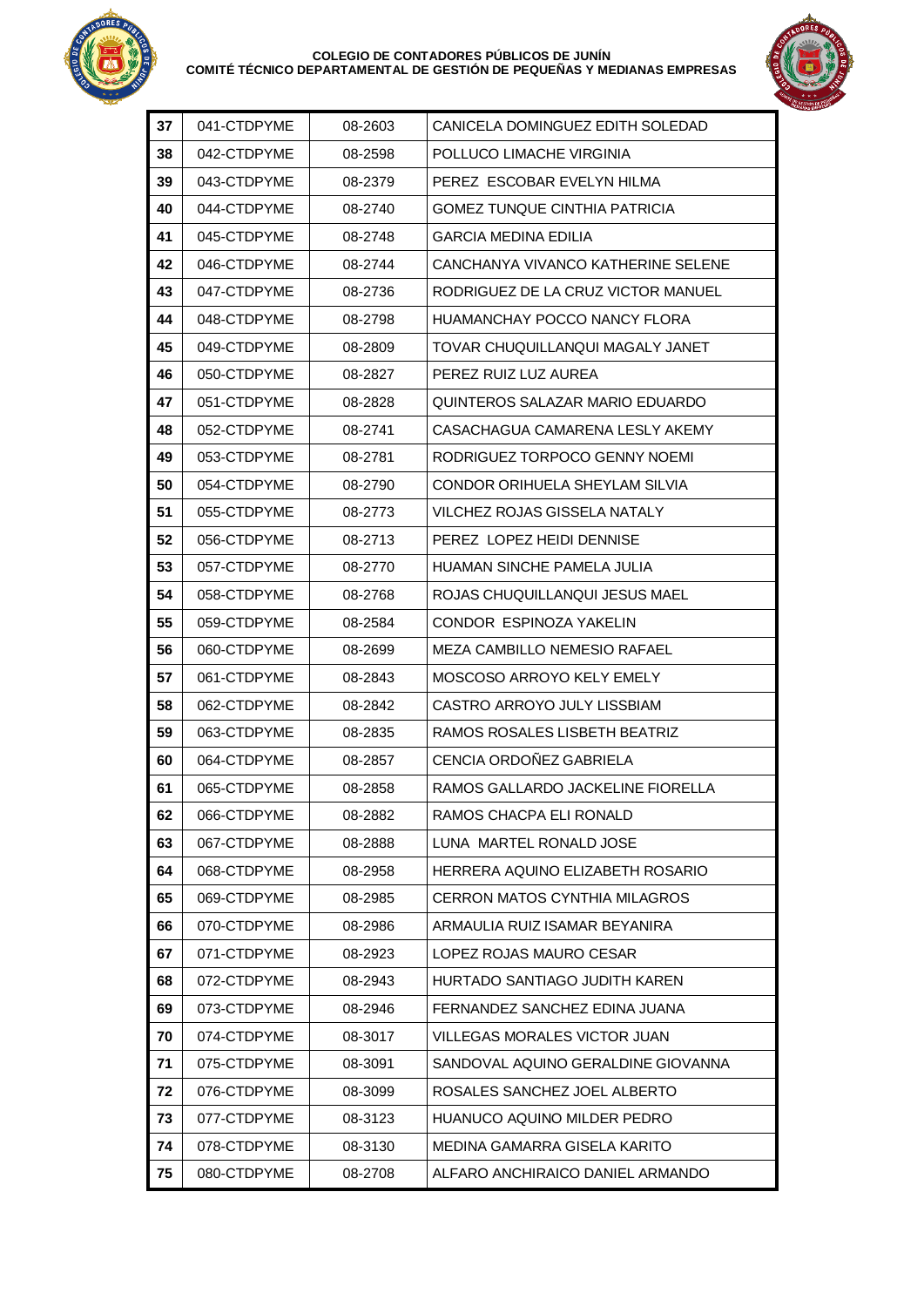| 37 | 041-CTDPYME | 08-2603 | CANICELA DOMINGUEZ EDITH SOLEDAD |
|---|---|---|---|
| 38 | 042-CTDPYME | 08-2598 | POLLUCO LIMACHE VIRGINIA |
| 39 | 043-CTDPYME | 08-2379 | PEREZ ESCOBAR EVELYN HILMA |
| 40 | 044-CTDPYME | 08-2740 | GOMEZ TUNQUE CINTHIA PATRICIA |
| 41 | 045-CTDPYME | 08-2748 | GARCIA MEDINA EDILIA |
| 42 | 046-CTDPYME | 08-2744 | CANCHANYA VIVANCO KATHERINE SELENE |
| 43 | 047-CTDPYME | 08-2736 | RODRIGUEZ DE LA CRUZ VICTOR MANUEL |
| 44 | 048-CTDPYME | 08-2798 | HUAMANCHAY POCCO NANCY FLORA |
| 45 | 049-CTDPYME | 08-2809 | TOVAR CHUQUILLANQUI MAGALY JANET |
| 46 | 050-CTDPYME | 08-2827 | PEREZ RUIZ LUZ AUREA |
| 47 | 051-CTDPYME | 08-2828 | QUINTEROS SALAZAR MARIO EDUARDO |
| 48 | 052-CTDPYME | 08-2741 | CASACHAGUA CAMARENA LESLY AKEMY |
| 49 | 053-CTDPYME | 08-2781 | RODRIGUEZ TORPOCO GENNY NOEMI |
| 50 | 054-CTDPYME | 08-2790 | CONDOR ORIHUELA SHEYLAM SILVIA |
| 51 | 055-CTDPYME | 08-2773 | VILCHEZ ROJAS GISSELA NATALY |
| 52 | 056-CTDPYME | 08-2713 | PEREZ LOPEZ HEIDI DENNISE |
| 53 | 057-CTDPYME | 08-2770 | HUAMAN SINCHE PAMELA JULIA |
| 54 | 058-CTDPYME | 08-2768 | ROJAS CHUQUILLANQUI JESUS MAEL |
| 55 | 059-CTDPYME | 08-2584 | CONDOR ESPINOZA YAKELIN |
| 56 | 060-CTDPYME | 08-2699 | MEZA CAMBILLO NEMESIO RAFAEL |
| 57 | 061-CTDPYME | 08-2843 | MOSCOSO ARROYO KELY EMELY |
| 58 | 062-CTDPYME | 08-2842 | CASTRO ARROYO JULY LISSBIAM |
| 59 | 063-CTDPYME | 08-2835 | RAMOS ROSALES LISBETH BEATRIZ |
| 60 | 064-CTDPYME | 08-2857 | CENCIA ORDOÑEZ GABRIELA |
| 61 | 065-CTDPYME | 08-2858 | RAMOS GALLARDO JACKELINE FIORELLA |
| 62 | 066-CTDPYME | 08-2882 | RAMOS CHACPA ELI RONALD |
| 63 | 067-CTDPYME | 08-2888 | LUNA MARTEL RONALD JOSE |
| 64 | 068-CTDPYME | 08-2958 | HERRERA AQUINO ELIZABETH ROSARIO |
| 65 | 069-CTDPYME | 08-2985 | CERRON MATOS CYNTHIA MILAGROS |
| 66 | 070-CTDPYME | 08-2986 | ARMAULIA RUIZ ISAMAR BEYANIRA |
| 67 | 071-CTDPYME | 08-2923 | LOPEZ ROJAS MAURO CESAR |
| 68 | 072-CTDPYME | 08-2943 | HURTADO SANTIAGO JUDITH KAREN |
| 69 | 073-CTDPYME | 08-2946 | FERNANDEZ SANCHEZ EDINA JUANA |
| 70 | 074-CTDPYME | 08-3017 | VILLEGAS MORALES VICTOR JUAN |
| 71 | 075-CTDPYME | 08-3091 | SANDOVAL AQUINO GERALDINE GIOVANNA |
| 72 | 076-CTDPYME | 08-3099 | ROSALES SANCHEZ JOEL ALBERTO |
| 73 | 077-CTDPYME | 08-3123 | HUANUCO AQUINO MILDER PEDRO |
| 74 | 078-CTDPYME | 08-3130 | MEDINA GAMARRA GISELA KARITO |
| 75 | 080-CTDPYME | 08-2708 | ALFARO ANCHIRAICO DANIEL ARMANDO |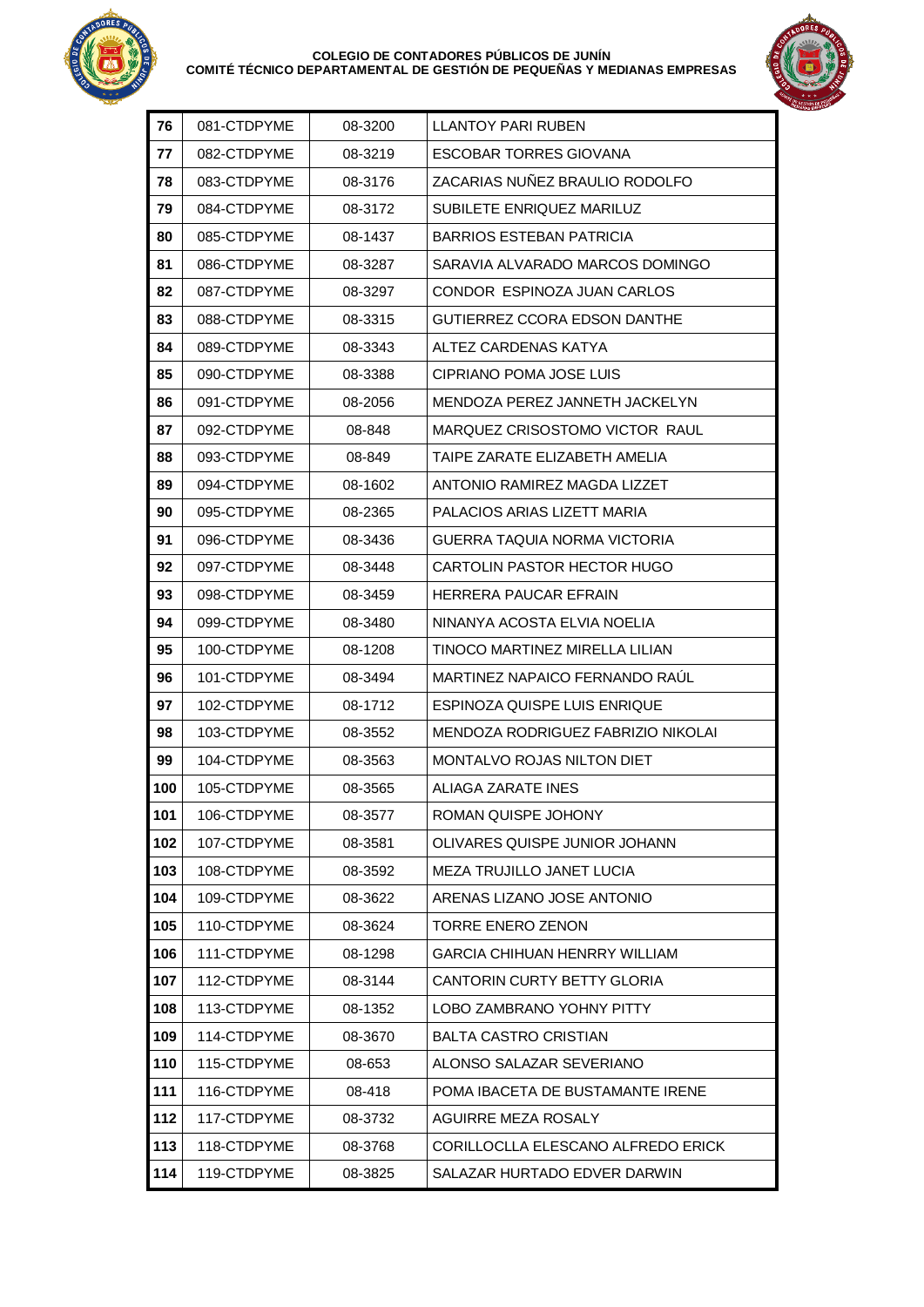| | | | |
|---|---|---|---|
| **76** | 081-CTDPYME | 08-3200 | LLANTOY PARI RUBEN |
| **77** | 082-CTDPYME | 08-3219 | ESCOBAR TORRES GIOVANA |
| **78** | 083-CTDPYME | 08-3176 | ZACARIAS NUÑEZ BRAULIO RODOLFO |
| **79** | 084-CTDPYME | 08-3172 | SUBILETE ENRIQUEZ MARILUZ |
| **80** | 085-CTDPYME | 08-1437 | BARRIOS ESTEBAN PATRICIA |
| **81** | 086-CTDPYME | 08-3287 | SARAVIA ALVARADO MARCOS DOMINGO |
| **82** | 087-CTDPYME | 08-3297 | CONDOR ESPINOZA JUAN CARLOS |
| **83** | 088-CTDPYME | 08-3315 | GUTIERREZ CCORA EDSON DANTHE |
| **84** | 089-CTDPYME | 08-3343 | ALTEZ CARDENAS KATYA |
| **85** | 090-CTDPYME | 08-3388 | CIPRIANO POMA JOSE LUIS |
| **86** | 091-CTDPYME | 08-2056 | MENDOZA PEREZ JANNETH JACKELYN |
| **87** | 092-CTDPYME | 08-848 | MARQUEZ CRISOSTOMO VICTOR RAUL |
| **88** | 093-CTDPYME | 08-849 | TAIPE ZARATE ELIZABETH AMELIA |
| **89** | 094-CTDPYME | 08-1602 | ANTONIO RAMIREZ MAGDA LIZZET |
| **90** | 095-CTDPYME | 08-2365 | PALACIOS ARIAS LIZETT MARIA |
| **91** | 096-CTDPYME | 08-3436 | GUERRA TAQUIA NORMA VICTORIA |
| **92** | 097-CTDPYME | 08-3448 | CARTOLIN PASTOR HECTOR HUGO |
| **93** | 098-CTDPYME | 08-3459 | HERRERA PAUCAR EFRAIN |
| **94** | 099-CTDPYME | 08-3480 | NINANYA ACOSTA ELVIA NOELIA |
| **95** | 100-CTDPYME | 08-1208 | TINOCO MARTINEZ MIRELLA LILIAN |
| **96** | 101-CTDPYME | 08-3494 | MARTINEZ NAPAICO FERNANDO RAÚL |
| **97** | 102-CTDPYME | 08-1712 | ESPINOZA QUISPE LUIS ENRIQUE |
| **98** | 103-CTDPYME | 08-3552 | MENDOZA RODRIGUEZ FABRIZIO NIKOLAI |
| **99** | 104-CTDPYME | 08-3563 | MONTALVO ROJAS NILTON DIET |
| **100** | 105-CTDPYME | 08-3565 | ALIAGA ZARATE INES |
| **101** | 106-CTDPYME | 08-3577 | ROMAN QUISPE JOHONY |
| **102** | 107-CTDPYME | 08-3581 | OLIVARES QUISPE JUNIOR JOHANN |
| **103** | 108-CTDPYME | 08-3592 | MEZA TRUJILLO JANET LUCIA |
| **104** | 109-CTDPYME | 08-3622 | ARENAS LIZANO JOSE ANTONIO |
| **105** | 110-CTDPYME | 08-3624 | TORRE ENERO ZENON |
| **106** | 111-CTDPYME | 08-1298 | GARCIA CHIHUAN HENRRY WILLIAM |
| **107** | 112-CTDPYME | 08-3144 | CANTORIN CURTY BETTY GLORIA |
| **108** | 113-CTDPYME | 08-1352 | LOBO ZAMBRANO YOHNY PITTY |
| **109** | 114-CTDPYME | 08-3670 | BALTA CASTRO CRISTIAN |
| **110** | 115-CTDPYME | 08-653 | ALONSO SALAZAR SEVERIANO |
| **111** | 116-CTDPYME | 08-418 | POMA IBACETA DE BUSTAMANTE IRENE |
| **112** | 117-CTDPYME | 08-3732 | AGUIRRE MEZA ROSALY |
| **113** | 118-CTDPYME | 08-3768 | CORILLOCLLA ELESCANO ALFREDO ERICK |
| **114** | 119-CTDPYME | 08-3825 | SALAZAR HURTADO EDVER DARWIN |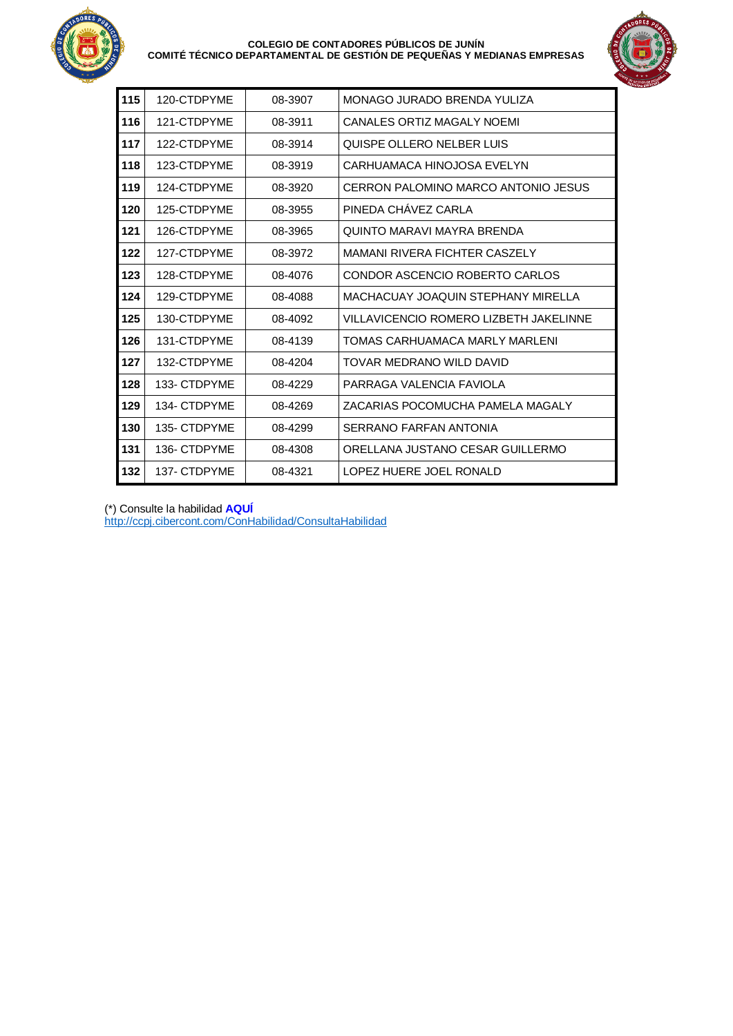**COLEGIO DE CONTADORES PÚBLICOS DE JUNÍN**
**COMITÉ TÉCNICO DEPARTAMENTAL DE GESTIÓN DE PEQUEÑAS Y MEDIANAS EMPRESAS**

| | | | |
|---|---|---|---|
| **115** | 120-CTDPYME | 08-3907 | MONAGO JURADO BRENDA YULIZA |
| **116** | 121-CTDPYME | 08-3911 | CANALES ORTIZ MAGALY NOEMI |
| **117** | 122-CTDPYME | 08-3914 | QUISPE OLLERO NELBER LUIS |
| **118** | 123-CTDPYME | 08-3919 | CARHUAMACA HINOJOSA EVELYN |
| **119** | 124-CTDPYME | 08-3920 | CERRON PALOMINO MARCO ANTONIO JESUS |
| **120** | 125-CTDPYME | 08-3955 | PINEDA CHÁVEZ CARLA |
| **121** | 126-CTDPYME | 08-3965 | QUINTO MARAVI MAYRA BRENDA |
| **122** | 127-CTDPYME | 08-3972 | MAMANI RIVERA FICHTER CASZELY |
| **123** | 128-CTDPYME | 08-4076 | CONDOR ASCENCIO ROBERTO CARLOS |
| **124** | 129-CTDPYME | 08-4088 | MACHACUAY JOAQUIN STEPHANY MIRELLA |
| **125** | 130-CTDPYME | 08-4092 | VILLAVICENCIO ROMERO LIZBETH JAKELINNE |
| **126** | 131-CTDPYME | 08-4139 | TOMAS CARHUAMACA MARLY MARLENI |
| **127** | 132-CTDPYME | 08-4204 | TOVAR MEDRANO WILD DAVID |
| **128** | 133- CTDPYME | 08-4229 | PARRAGA VALENCIA FAVIOLA |
| **129** | 134- CTDPYME | 08-4269 | ZACARIAS POCOMUCHA PAMELA MAGALY |
| **130** | 135- CTDPYME | 08-4299 | SERRANO FARFAN ANTONIA |
| **131** | 136- CTDPYME | 08-4308 | ORELLANA JUSTANO CESAR GUILLERMO |
| **132** | 137- CTDPYME | 08-4321 | LOPEZ HUERE JOEL RONALD |

(*) Consulte la habilidad **AQUÍ**
http://ccpj.cibercont.com/ConHabilidad/ConsultaHabilidad